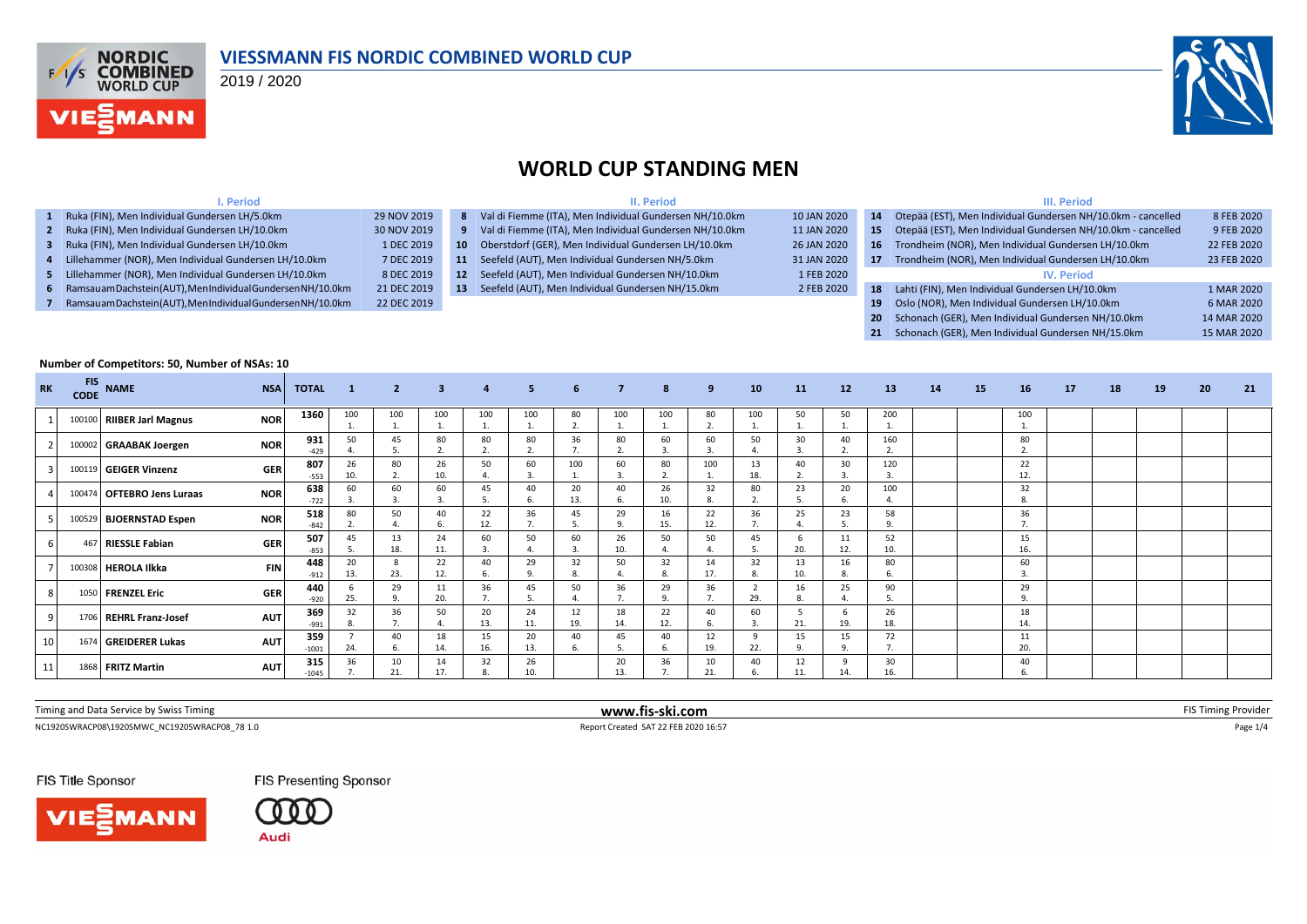# VIESSMANN FIS NORDIC COMBINED WORLD CUP

2019 / 2020

## WORLD CUP STANDING MEN

### I. Period

| # | Event | Date |
|---|---|---|
| 1 | Ruka (FIN), Men Individual Gundersen LH/5.0km | 29 NOV 2019 |
| 2 | Ruka (FIN), Men Individual Gundersen LH/10.0km | 30 NOV 2019 |
| 3 | Ruka (FIN), Men Individual Gundersen LH/10.0km | 1 DEC 2019 |
| 4 | Lillehammer (NOR), Men Individual Gundersen LH/10.0km | 7 DEC 2019 |
| 5 | Lillehammer (NOR), Men Individual Gundersen LH/10.0km | 8 DEC 2019 |
| 6 | Ramsau am Dachstein (AUT), Men Individual Gundersen NH/10.0km | 21 DEC 2019 |
| 7 | Ramsau am Dachstein (AUT), Men Individual Gundersen NH/10.0km | 22 DEC 2019 |

### II. Period

| # | Event | Date |
|---|---|---|
| 8 | Val di Fiemme (ITA), Men Individual Gundersen NH/10.0km | 10 JAN 2020 |
| 9 | Val di Fiemme (ITA), Men Individual Gundersen NH/10.0km | 11 JAN 2020 |
| 10 | Oberstdorf (GER), Men Individual Gundersen LH/10.0km | 26 JAN 2020 |
| 11 | Seefeld (AUT), Men Individual Gundersen NH/5.0km | 31 JAN 2020 |
| 12 | Seefeld (AUT), Men Individual Gundersen NH/10.0km | 1 FEB 2020 |
| 13 | Seefeld (AUT), Men Individual Gundersen NH/15.0km | 2 FEB 2020 |

### III. Period

| # | Event | Date |
|---|---|---|
| 14 | Otepää (EST), Men Individual Gundersen NH/10.0km - cancelled | 8 FEB 2020 |
| 15 | Otepää (EST), Men Individual Gundersen NH/10.0km - cancelled | 9 FEB 2020 |
| 16 | Trondheim (NOR), Men Individual Gundersen LH/10.0km | 22 FEB 2020 |
| 17 | Trondheim (NOR), Men Individual Gundersen LH/10.0km | 23 FEB 2020 |

### IV. Period

| # | Event | Date |
|---|---|---|
| 18 | Lahti (FIN), Men Individual Gundersen LH/10.0km | 1 MAR 2020 |
| 19 | Oslo (NOR), Men Individual Gundersen LH/10.0km | 6 MAR 2020 |
| 20 | Schonach (GER), Men Individual Gundersen NH/10.0km | 14 MAR 2020 |
| 21 | Schonach (GER), Men Individual Gundersen NH/15.0km | 15 MAR 2020 |

**Number of Competitors: 50, Number of NSAs: 10**

| RK | FIS CODE | NAME | NSA | TOTAL | 1 | 2 | 3 | 4 | 5 | 6 | 7 | 8 | 9 | 10 | 11 | 12 | 13 | 14 | 15 | 16 | 17 | 18 | 19 | 20 | 21 |
|---|---|---|---|---|---|---|---|---|---|---|---|---|---|---|---|---|---|---|---|---|---|---|---|---|---|
| 1 | 100100 | RIIBER Jarl Magnus | NOR | 1360 | 100 1. | 100 1. | 100 1. | 100 1. | 100 1. | 80 2. | 100 1. | 100 1. | 80 2. | 100 1. | 50 1. | 50 1. | 200 1. | | | 100 1. | | | | | |
| 2 | 100002 | GRAABAK Joergen | NOR | 931 -429 | 50 4. | 45 5. | 80 2. | 80 2. | 80 2. | 36 7. | 80 2. | 60 3. | 60 3. | 50 4. | 30 3. | 40 2. | 160 2. | | | 80 2. | | | | | |
| 3 | 100119 | GEIGER Vinzenz | GER | 807 -553 | 26 10. | 80 2. | 26 10. | 50 4. | 60 3. | 100 1. | 60 3. | 80 2. | 100 1. | 13 18. | 40 2. | 30 3. | 120 3. | | | 22 12. | | | | | |
| 4 | 100474 | OFTEBRO Jens Luraas | NOR | 638 -722 | 60 3. | 60 3. | 60 3. | 45 5. | 40 6. | 20 13. | 40 6. | 26 10. | 32 8. | 80 2. | 23 5. | 20 6. | 100 4. | | | 32 8. | | | | | |
| 5 | 100529 | BJOERNSTAD Espen | NOR | 518 -842 | 80 2. | 50 4. | 40 6. | 22 12. | 36 7. | 45 5. | 29 9. | 16 15. | 22 12. | 36 7. | 25 4. | 23 5. | 58 9. | | | 36 7. | | | | | |
| 6 | 467 | RIESSLE Fabian | GER | 507 -853 | 45 5. | 13 18. | 24 11. | 60 3. | 50 4. | 60 3. | 26 10. | 50 4. | 50 4. | 45 5. | 6 20. | 11 12. | 52 10. | | | 15 16. | | | | | |
| 7 | 100308 | HEROLA Ilkka | FIN | 448 -912 | 20 13. | 8 23. | 22 12. | 40 6. | 29 9. | 32 8. | 50 4. | 32 8. | 14 17. | 32 8. | 13 10. | 16 8. | 80 6. | | | 60 3. | | | | | |
| 8 | 1050 | FRENZEL Eric | GER | 440 -920 | 6 25. | 29 9. | 11 20. | 36 7. | 45 5. | 50 4. | 36 7. | 29 9. | 36 7. | 2 29. | 16 8. | 25 4. | 90 5. | | | 29 9. | | | | | |
| 9 | 1706 | REHRL Franz-Josef | AUT | 369 -991 | 32 8. | 36 7. | 50 4. | 20 13. | 24 11. | 12 19. | 18 14. | 22 12. | 40 6. | 60 3. | 5 21. | 6 19. | 26 18. | | | 18 14. | | | | | |
| 10 | 1674 | GREIDERER Lukas | AUT | 359 -1001 | 7 24. | 40 6. | 18 14. | 15 16. | 20 13. | 40 6. | 45 5. | 40 6. | 12 19. | 9 22. | 15 9. | 15 9. | 72 7. | | | 11 20. | | | | | |
| 11 | 1868 | FRITZ Martin | AUT | 315 -1045 | 36 7. | 10 21. | 14 17. | 32 8. | 26 10. | | 20 13. | 36 7. | 10 21. | 40 6. | 12 11. | 9 14. | 30 16. | | | 40 6. | | | | | |

Timing and Data Service by Swiss Timing — www.fis-ski.com — FIS Timing Provider

NC1920SWRACP08\1920SMWC_NC1920SWRACP08_78 1.0 — Report Created SAT 22 FEB 2020 16:57

FIS Title Sponsor: VIESSMANN — FIS Presenting Sponsor: Audi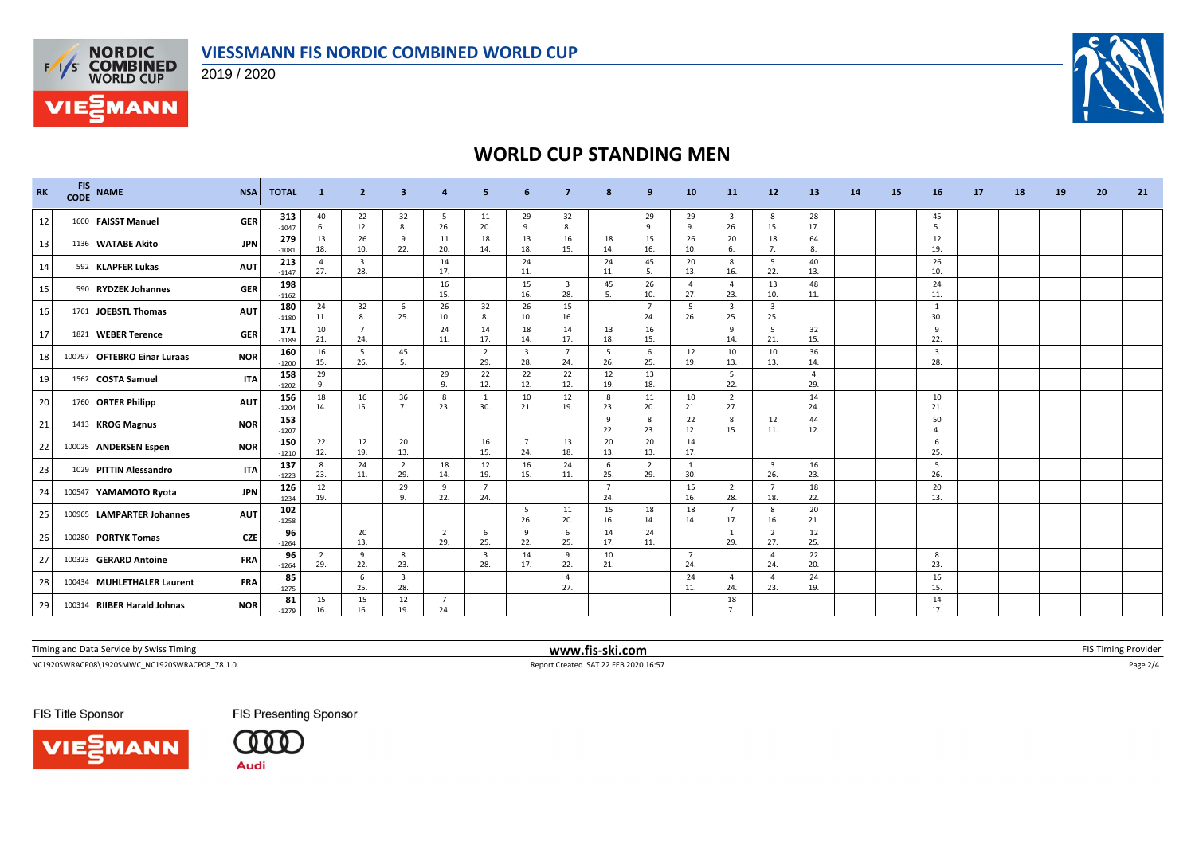# VIESSMANN FIS NORDIC COMBINED WORLD CUP

2019 / 2020

## WORLD CUP STANDING MEN

| RK | FIS CODE | NAME | NSA | TOTAL | 1 | 2 | 3 | 4 | 5 | 6 | 7 | 8 | 9 | 10 | 11 | 12 | 13 | 14 | 15 | 16 | 17 | 18 | 19 | 20 | 21 |
|---|---|---|---|---|---|---|---|---|---|---|---|---|---|---|---|---|---|---|---|---|---|---|---|---|---|
| 12 | 1600 | FAISST Manuel | GER | 313 -1047 | 40 6. | 22 12. | 32 8. | 5 26. | 11 20. | 29 9. | 32 8. | | 29 9. | 29 9. | 3 26. | 8 15. | 28 17. | | | 45 5. | | | | | |
| 13 | 1136 | WATABE Akito | JPN | 279 -1081 | 13 18. | 26 10. | 9 22. | 11 20. | 18 14. | 13 18. | 16 15. | 18 14. | 15 16. | 26 10. | 20 6. | 18 7. | 64 8. | | | 12 19. | | | | | |
| 14 | 592 | KLAPFER Lukas | AUT | 213 -1147 | 4 27. | 3 28. | | 14 17. | | 24 11. | | 24 11. | 45 5. | 20 13. | 8 16. | 5 22. | 40 13. | | | 26 10. | | | | | |
| 15 | 590 | RYDZEK Johannes | GER | 198 -1162 | | | | 16 15. | | 15 16. | 3 28. | 45 5. | 26 10. | 4 27. | 4 23. | 13 10. | 48 11. | | | 24 11. | | | | | |
| 16 | 1761 | JOEBSTL Thomas | AUT | 180 -1180 | 24 11. | 32 8. | 6 25. | 26 10. | 32 8. | 26 10. | 15 16. | | 7 24. | 5 26. | 3 25. | 3 25. | | | | 1 30. | | | | | |
| 17 | 1821 | WEBER Terence | GER | 171 -1189 | 10 21. | 7 24. | | 24 11. | 14 17. | 18 14. | 14 17. | 13 18. | 16 15. | | 9 14. | 5 21. | 32 15. | | | 9 22. | | | | | |
| 18 | 100797 | OFTEBRO Einar Luraas | NOR | 160 -1200 | 16 15. | 5 26. | 45 5. | | 2 29. | 3 28. | 7 24. | 5 26. | 6 25. | 12 19. | 10 13. | 10 13. | 36 14. | | | 3 28. | | | | | |
| 19 | 1562 | COSTA Samuel | ITA | 158 -1202 | 29 9. | | | 29 9. | 22 12. | 22 12. | 22 12. | 12 19. | 13 18. | | 5 22. | | 4 29. | | | | | | | | |
| 20 | 1760 | ORTER Philipp | AUT | 156 -1204 | 18 14. | 16 15. | 36 7. | 8 23. | 1 30. | 10 21. | 12 19. | 8 23. | 11 20. | 10 21. | 2 27. | | 14 24. | | | 10 21. | | | | | |
| 21 | 1413 | KROG Magnus | NOR | 153 -1207 | | | | | | | | 9 22. | 8 23. | 22 12. | 8 15. | 12 11. | 44 12. | | | 50 4. | | | | | |
| 22 | 100025 | ANDERSEN Espen | NOR | 150 -1210 | 22 12. | 12 19. | 20 13. | | 16 15. | 7 24. | 13 18. | 20 13. | 20 13. | 14 17. | | | | | | 6 25. | | | | | |
| 23 | 1029 | PITTIN Alessandro | ITA | 137 -1223 | 8 23. | 24 11. | 2 29. | 18 14. | 12 19. | 16 15. | 24 11. | 6 25. | 2 29. | 1 30. | | 3 26. | 16 23. | | | 5 26. | | | | | |
| 24 | 100547 | YAMAMOTO Ryota | JPN | 126 -1234 | 12 19. | | 29 9. | 9 22. | 7 24. | | | 7 24. | | 15 16. | 2 28. | 7 18. | 18 22. | | | 20 13. | | | | | |
| 25 | 100965 | LAMPARTER Johannes | AUT | 102 -1258 | | | | | | 5 26. | 11 20. | 15 16. | 18 14. | 18 14. | 7 17. | 8 16. | 20 21. | | | | | | | | |
| 26 | 100280 | PORTYK Tomas | CZE | 96 -1264 | | 20 13. | | 2 29. | 6 25. | 9 22. | 6 25. | 14 17. | 24 11. | | 1 29. | 2 27. | 12 25. | | | | | | | | |
| 27 | 100323 | GERARD Antoine | FRA | 96 -1264 | 2 29. | 9 22. | 8 23. | | 3 28. | 14 17. | 9 22. | 10 21. | | 7 24. | | 4 24. | 22 20. | | | 8 23. | | | | | |
| 28 | 100434 | MUHLETHALER Laurent | FRA | 85 -1275 | | 6 25. | 3 28. | | | | 4 27. | | | 24 11. | 4 24. | 4 23. | 24 19. | | | 16 15. | | | | | |
| 29 | 100314 | RIIBER Harald Johnas | NOR | 81 -1279 | 15 16. | 15 16. | 12 19. | 7 24. | | | | | | | 18 7. | | | | | 14 17. | | | | | |

Timing and Data Service by Swiss Timing — www.fis-ski.com — FIS Timing Provider

NC1920SWRACP08\1920SMWC_NC1920SWRACP08_78 1.0 — Report Created SAT 22 FEB 2020 16:57

FIS Title Sponsor: VIESSMANN — FIS Presenting Sponsor: Audi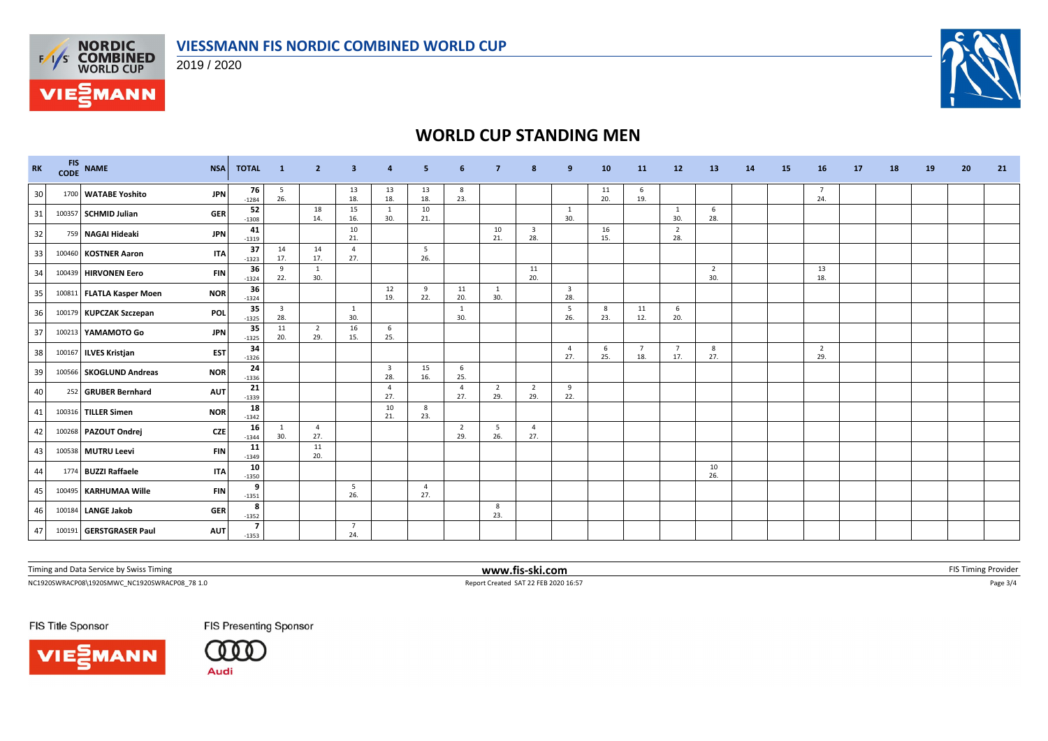# VIESSMANN FIS NORDIC COMBINED WORLD CUP

2019 / 2020

## WORLD CUP STANDING MEN

| RK | FIS CODE | NAME | NSA | TOTAL | 1 | 2 | 3 | 4 | 5 | 6 | 7 | 8 | 9 | 10 | 11 | 12 | 13 | 14 | 15 | 16 | 17 | 18 | 19 | 20 | 21 |
|---|---|---|---|---|---|---|---|---|---|---|---|---|---|---|---|---|---|---|---|---|---|---|---|---|---|
| 30 | 1700 | WATABE Yoshito | JPN | 76 -1284 | 5 26. | | 13 18. | 13 18. | 13 18. | 8 23. | | | | 11 20. | 6 19. | | | | | 7 24. | | | | | |
| 31 | 100357 | SCHMID Julian | GER | 52 -1308 | | 18 14. | 15 16. | 1 30. | 10 21. | | | | 1 30. | | | 1 30. | 6 28. | | | | | | | | |
| 32 | 759 | NAGAI Hideaki | JPN | 41 -1319 | | | 10 21. | | | | 10 21. | 3 28. | | 16 15. | | 2 28. | | | | | | | | | |
| 33 | 100460 | KOSTNER Aaron | ITA | 37 -1323 | 14 17. | 14 17. | 4 27. | | 5 26. | | | | | | | | | | | | | | | | |
| 34 | 100439 | HIRVONEN Eero | FIN | 36 -1324 | 9 22. | 1 30. | | | | | | 11 20. | | | | | 2 30. | | | 13 18. | | | | | |
| 35 | 100811 | FLATLA Kasper Moen | NOR | 36 -1324 | | | | 12 19. | 9 22. | 11 20. | 1 30. | | 3 28. | | | | | | | | | | | | |
| 36 | 100179 | KUPCZAK Szczepan | POL | 35 -1325 | 3 28. | | 1 30. | | | 1 30. | | | 5 26. | 8 23. | 11 12. | 6 20. | | | | | | | | | |
| 37 | 100213 | YAMAMOTO Go | JPN | 35 -1325 | 11 20. | 2 29. | 16 15. | 6 25. | | | | | | | | | | | | | | | | | |
| 38 | 100167 | ILVES Kristjan | EST | 34 -1326 | | | | | | | | | 4 27. | 6 25. | 7 18. | 7 17. | 8 27. | | | 2 29. | | | | | |
| 39 | 100566 | SKOGLUND Andreas | NOR | 24 -1336 | | | | 3 28. | 15 16. | 6 25. | | | | | | | | | | | | | | | |
| 40 | 252 | GRUBER Bernhard | AUT | 21 -1339 | | | | 4 27. | | 4 27. | 2 29. | 2 29. | 9 22. | | | | | | | | | | | | |
| 41 | 100316 | TILLER Simen | NOR | 18 -1342 | | | | 10 21. | 8 23. | | | | | | | | | | | | | | | | |
| 42 | 100268 | PAZOUT Ondrej | CZE | 16 -1344 | 1 30. | 4 27. | | | | 2 29. | 5 26. | 4 27. | | | | | | | | | | | | | |
| 43 | 100538 | MUTRU Leevi | FIN | 11 -1349 | | 11 20. | | | | | | | | | | | | | | | | | | | |
| 44 | 1774 | BUZZI Raffaele | ITA | 10 -1350 | | | | | | | | | | | | | 10 26. | | | | | | | | |
| 45 | 100495 | KARHUMAA Wille | FIN | 9 -1351 | | | 5 26. | | 4 27. | | | | | | | | | | | | | | | | |
| 46 | 100184 | LANGE Jakob | GER | 8 -1352 | | | | | | | 8 23. | | | | | | | | | | | | | | |
| 47 | 100191 | GERSTGRASER Paul | AUT | 7 -1353 | | | 7 24. | | | | | | | | | | | | | | | | | | |

Timing and Data Service by Swiss Timing — www.fis-ski.com — FIS Timing Provider

NC1920SWRACP08\1920SMWC_NC1920SWRACP08_78 1.0 — Report Created SAT 22 FEB 2020 16:57

FIS Title Sponsor: VIESSMANN — FIS Presenting Sponsor: Audi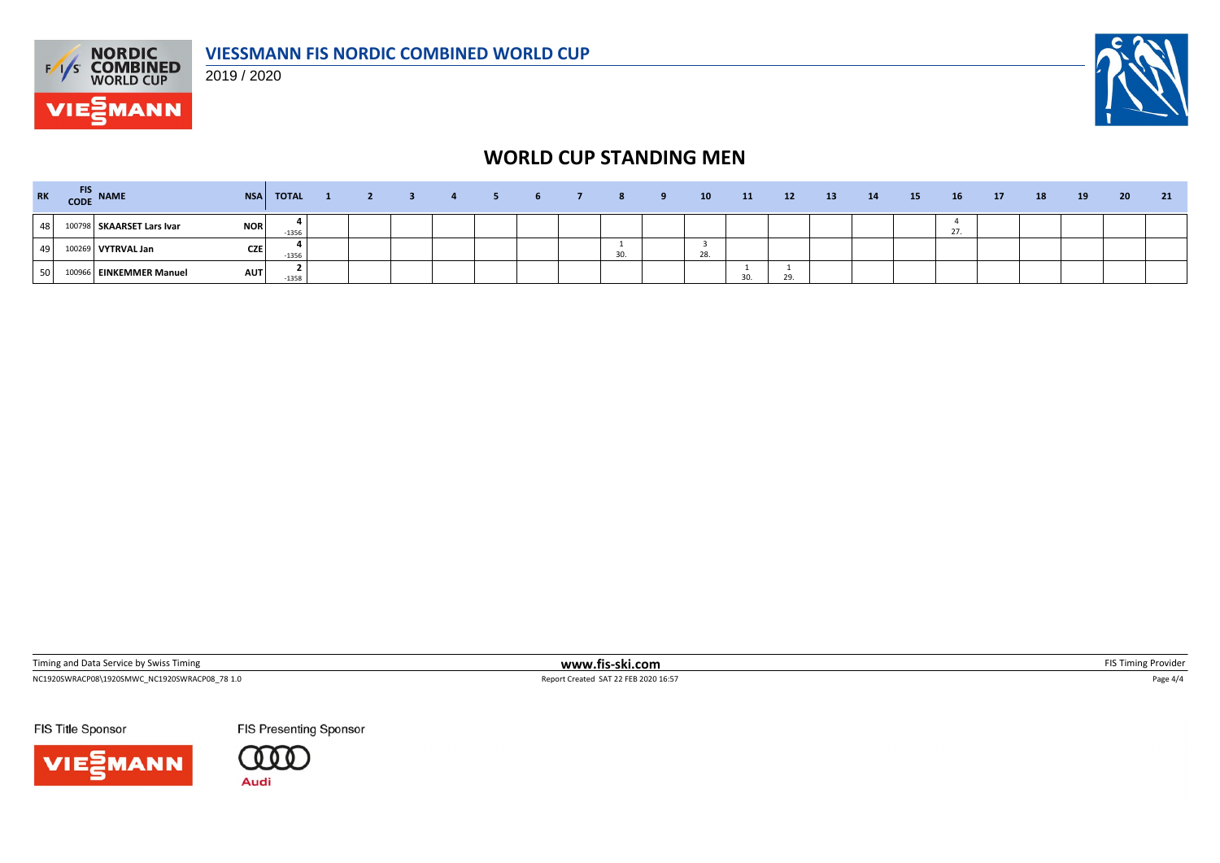# VIESSMANN FIS NORDIC COMBINED WORLD CUP

2019 / 2020

## WORLD CUP STANDING MEN

| RK | FIS CODE | NAME | NSA | TOTAL | 1 | 2 | 3 | 4 | 5 | 6 | 7 | 8 | 9 | 10 | 11 | 12 | 13 | 14 | 15 | 16 | 17 | 18 | 19 | 20 | 21 |
|---|---|---|---|---|---|---|---|---|---|---|---|---|---|---|---|---|---|---|---|---|---|---|---|---|---|
| 48 | 100798 | SKAARSET Lars Ivar | NOR | 4 -1356 | | | | | | | | | | | | | | | | 4 27. | | | | | |
| 49 | 100269 | VYTRVAL Jan | CZE | 4 -1356 | | | | | | | | 1 30. | | 3 28. | | | | | | | | | | | |
| 50 | 100966 | EINKEMMER Manuel | AUT | 2 -1358 | | | | | | | | | | | 1 30. | 1 29. | | | | | | | | | |

Timing and Data Service by Swiss Timing

www.fis-ski.com

FIS Timing Provider

NC1920SWRACP08\1920SMWC_NC1920SWRACP08_78 1.0

Report Created SAT 22 FEB 2020 16:57

FIS Title Sponsor

FIS Presenting Sponsor